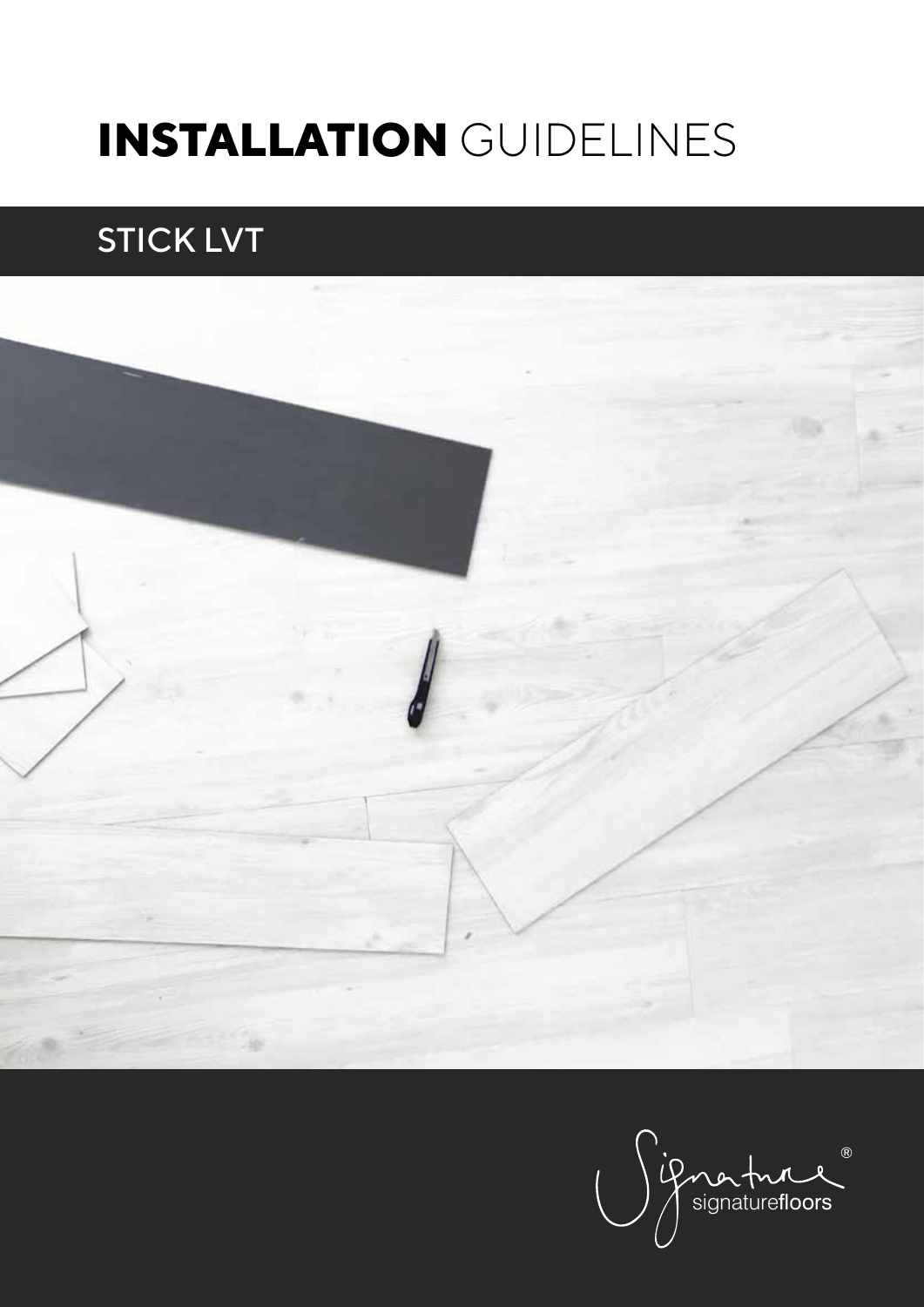# **INSTALLATION** GUIDELINES

## STICK LVT

signaturefloors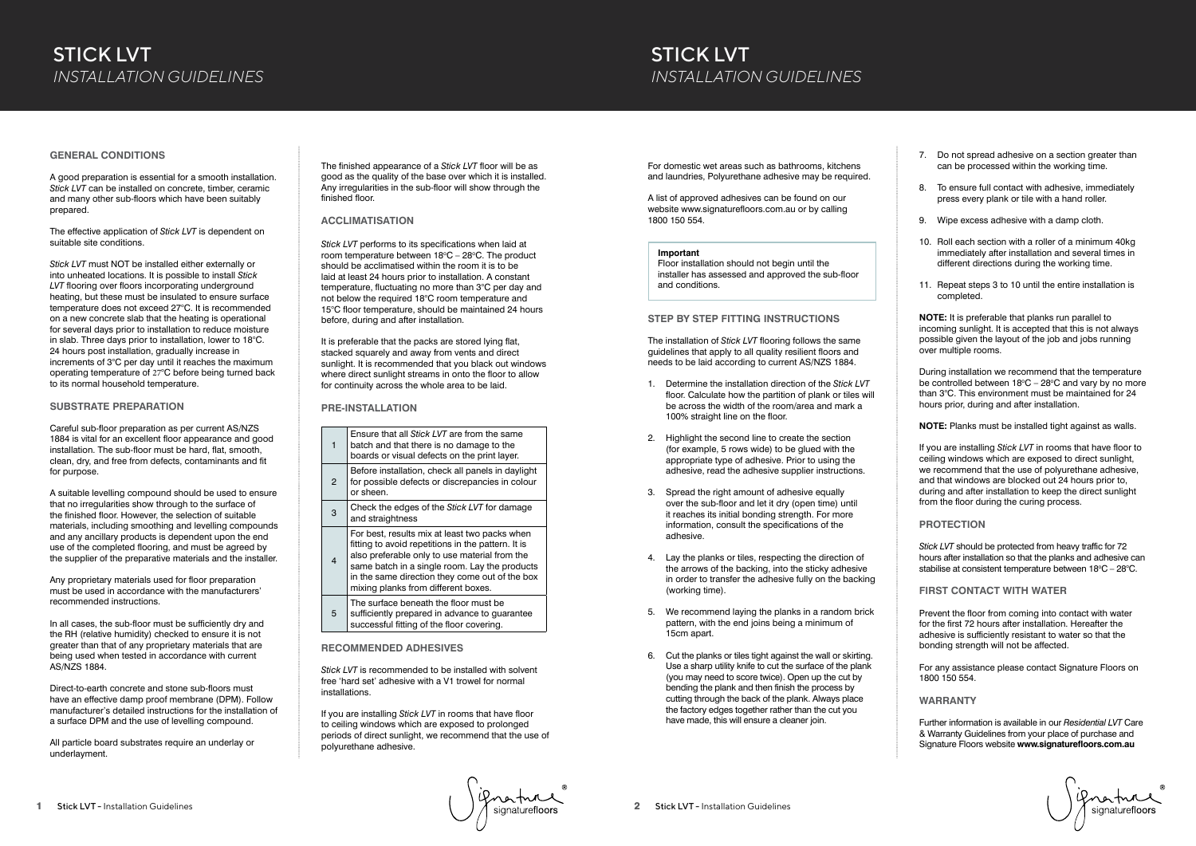# STICK LVT

*INSTALLATION GUIDELINES*

## GENERAL CONDITIONS

A good preparation is essential for a smooth installation. *Stick LVT* can be installed on concrete, timber, ceramic and many other sub-floors which have been suitably prepared.

The effective application of *Stick LVT* is dependent on suitable site conditions.

*Stick LVT* must NOT be installed either externally or into unheated locations. It is possible to install *Stick LVT* flooring over floors incorporating underground heating, but these must be insulated to ensure surface temperature does not exceed 27°C. It is recommended on a new concrete slab that the heating is operational for several days prior to installation to reduce moisture in slab. Three days prior to installation, lower to 18°C. 24 hours post installation, gradually increase in increments of 3°C per day until it reaches the maximum operating temperature of 27°C before being turned back to its normal household temperature.

## SUBSTRATE PREPARATION

Careful sub-floor preparation as per current AS/NZS 1884 is vital for an excellent floor appearance and good installation. The sub-floor must be hard, flat, smooth, clean, dry, and free from defects, contaminants and fit for purpose.

A suitable levelling compound should be used to ensure that no irregularities show through to the surface of the finished floor. However, the selection of suitable materials, including smoothing and levelling compounds and any ancillary products is dependent upon the end use of the completed flooring, and must be agreed by the supplier of the preparative materials and the installer.

Any proprietary materials used for floor preparation must be used in accordance with the manufacturers' recommended instructions.

In all cases, the sub-floor must be sufficiently dry and the RH (relative humidity) checked to ensure it is not greater than that of any proprietary materials that are being used when tested in accordance with current AS/NZS 1884.

Direct-to-earth concrete and stone sub-floors must have an effective damp proof membrane (DPM). Follow manufacturer's detailed instructions for the installation of a surface DPM and the use of levelling compound.

All particle board substrates require an underlay or underlayment.

The finished appearance of a *Stick LVT* floor will be as good as the quality of the base over which it is installed. Any irregularities in the sub-floor will show through the finished floor.

## ACCLIMATISATION

*Stick LVT* performs to its specifications when laid at room temperature between 18°C – 28°C. The product should be acclimatised within the room it is to be laid at least 24 hours prior to installation. A constant temperature, fluctuating no more than 3°C per day and not below the required 18°C room temperature and 15°C floor temperature, should be maintained 24 hours before, during and after installation.

It is preferable that the packs are stored lying flat, stacked squarely and away from vents and direct sunlight. It is recommended that you black out windows where direct sunlight streams in onto the floor to allow for continuity across the whole area to be laid.

## PRE-INSTALLATION

| | |
|---|---|
| 1 | Ensure that all *Stick LVT* are from the same batch and that there is no damage to the boards or visual defects on the print layer. |
| 2 | Before installation, check all panels in daylight for possible defects or discrepancies in colour or sheen. |
| 3 | Check the edges of the *Stick LVT* for damage and straightness |
| 4 | For best, results mix at least two packs when fitting to avoid repetitions in the pattern. It is also preferable only to use material from the same batch in a single room. Lay the products in the same direction they come out of the box mixing planks from different boxes. |
| 5 | The surface beneath the floor must be sufficiently prepared in advance to guarantee successful fitting of the floor covering. |

## RECOMMENDED ADHESIVES

*Stick LVT* is recommended to be installed with solvent free 'hard set' adhesive with a V1 trowel for normal installations.

If you are installing *Stick LVT* in rooms that have floor to ceiling windows which are exposed to prolonged periods of direct sunlight, we recommend that the use of polyurethane adhesive.

For domestic wet areas such as bathrooms, kitchens and laundries, Polyurethane adhesive may be required.

A list of approved adhesives can be found on our website www.signaturefloors.com.au or by calling 1800 150 554.

**Important**
Floor installation should not begin until the installer has assessed and approved the sub-floor and conditions.

## STEP BY STEP FITTING INSTRUCTIONS

The installation of *Stick LVT* flooring follows the same guidelines that apply to all quality resilient floors and needs to be laid according to current AS/NZS 1884.

1. Determine the installation direction of the *Stick LVT* floor. Calculate how the partition of plank or tiles will be across the width of the room/area and mark a 100% straight line on the floor.
2. Highlight the second line to create the section (for example, 5 rows wide) to be glued with the appropriate type of adhesive. Prior to using the adhesive, read the adhesive supplier instructions.
3. Spread the right amount of adhesive equally over the sub-floor and let it dry (open time) until it reaches its initial bonding strength. For more information, consult the specifications of the adhesive.
4. Lay the planks or tiles, respecting the direction of the arrows of the backing, into the sticky adhesive in order to transfer the adhesive fully on the backing (working time).
5. We recommend laying the planks in a random brick pattern, with the end joins being a minimum of 15cm apart.
6. Cut the planks or tiles tight against the wall or skirting. Use a sharp utility knife to cut the surface of the plank (you may need to score twice). Open up the cut by bending the plank and then finish the process by cutting through the back of the plank. Always place the factory edges together rather than the cut you have made, this will ensure a cleaner join.
7. Do not spread adhesive on a section greater than can be processed within the working time.
8. To ensure full contact with adhesive, immediately press every plank or tile with a hand roller.
9. Wipe excess adhesive with a damp cloth.
10. Roll each section with a roller of a minimum 40kg immediately after installation and several times in different directions during the working time.
11. Repeat steps 3 to 10 until the entire installation is completed.

**NOTE:** It is preferable that planks run parallel to incoming sunlight. It is accepted that this is not always possible given the layout of the job and jobs running over multiple rooms.

During installation we recommend that the temperature be controlled between 18°C – 28°C and vary by no more than 3°C. This environment must be maintained for 24 hours prior, during and after installation.

**NOTE:** Planks must be installed tight against as walls.

If you are installing *Stick LVT* in rooms that have floor to ceiling windows which are exposed to direct sunlight, we recommend that the use of polyurethane adhesive, and that windows are blocked out 24 hours prior to, during and after installation to keep the direct sunlight from the floor during the curing process.

## PROTECTION

*Stick LVT* should be protected from heavy traffic for 72 hours after installation so that the planks and adhesive can stabilise at consistent temperature between 18°C – 28°C.

## FIRST CONTACT WITH WATER

Prevent the floor from coming into contact with water for the first 72 hours after installation. Hereafter the adhesive is sufficiently resistant to water so that the bonding strength will not be affected.

For any assistance please contact Signature Floors on 1800 150 554.

## WARRANTY

Further information is available in our *Residential LVT* Care & Warranty Guidelines from your place of purchase and Signature Floors website **www.signaturefloors.com.au**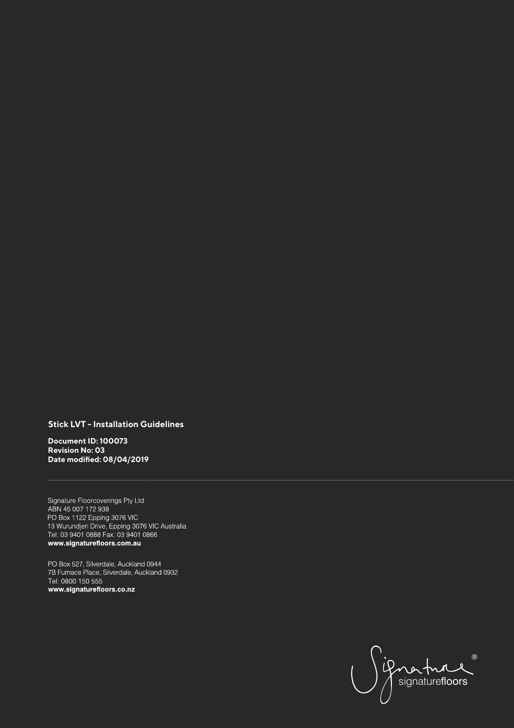**Stick LVT - Installation Guidelines**

**Document ID: 100073**
**Revision No: 03**
**Date modified: 08/04/2019**

---

Signature Floorcoverings Pty Ltd
ABN 45 007 172 938
PO Box 1122 Epping 3076 VIC
13 Wurundjeri Drive, Epping 3076 VIC Australia
Tel: 03 9401 0888 Fax: 03 9401 0866
**www.signaturefloors.com.au**

PO Box 527, Silverdale, Auckland 0944
7B Furnace Place, Silverdale, Auckland 0932
Tel: 0800 150 555
**www.signaturefloors.co.nz**

signature**floors**®